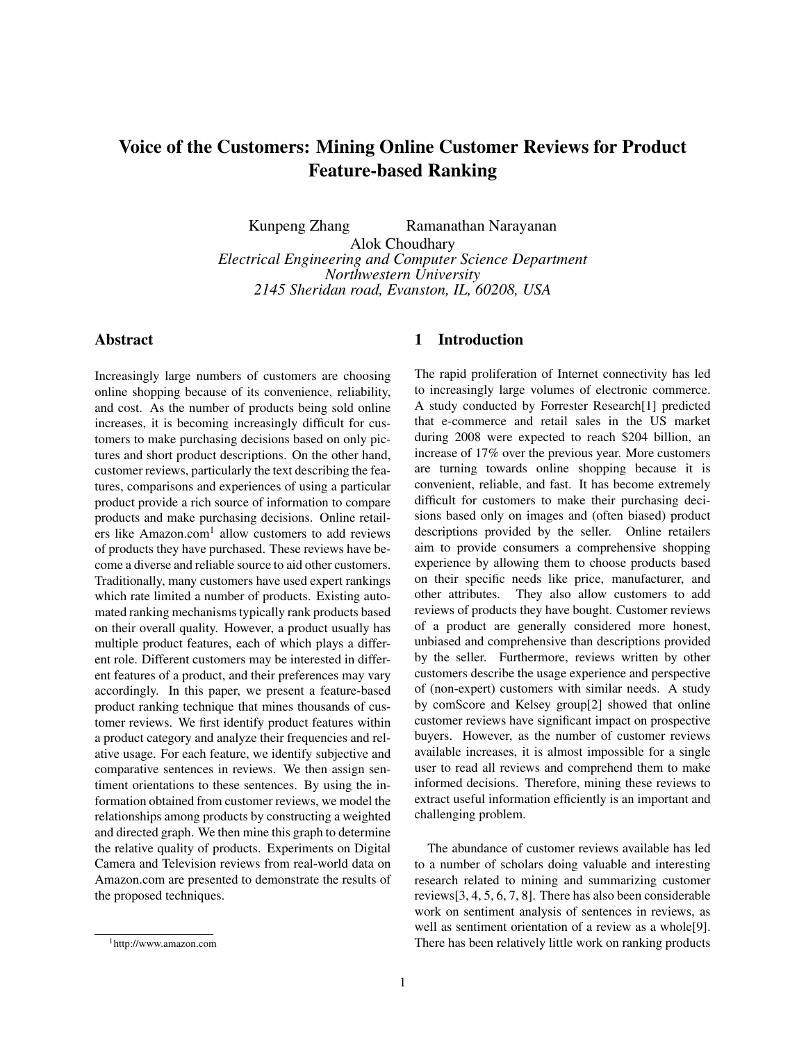# Voice of the Customers: Mining Online Customer Reviews for Product Feature-based Ranking

Kunpeng Zhang Ramanathan Narayanan
Alok Choudhary
*Electrical Engineering and Computer Science Department*
*Northwestern University*
*2145 Sheridan road, Evanston, IL, 60208, USA*

## Abstract

Increasingly large numbers of customers are choosing online shopping because of its convenience, reliability, and cost. As the number of products being sold online increases, it is becoming increasingly difficult for customers to make purchasing decisions based on only pictures and short product descriptions. On the other hand, customer reviews, particularly the text describing the features, comparisons and experiences of using a particular product provide a rich source of information to compare products and make purchasing decisions. Online retailers like Amazon.com[1] allow customers to add reviews of products they have purchased. These reviews have become a diverse and reliable source to aid other customers. Traditionally, many customers have used expert rankings which rate limited a number of products. Existing automated ranking mechanisms typically rank products based on their overall quality. However, a product usually has multiple product features, each of which plays a different role. Different customers may be interested in different features of a product, and their preferences may vary accordingly. In this paper, we present a feature-based product ranking technique that mines thousands of customer reviews. We first identify product features within a product category and analyze their frequencies and relative usage. For each feature, we identify subjective and comparative sentences in reviews. We then assign sentiment orientations to these sentences. By using the information obtained from customer reviews, we model the relationships among products by constructing a weighted and directed graph. We then mine this graph to determine the relative quality of products. Experiments on Digital Camera and Television reviews from real-world data on Amazon.com are presented to demonstrate the results of the proposed techniques.

[1] http://www.amazon.com

## 1 Introduction

The rapid proliferation of Internet connectivity has led to increasingly large volumes of electronic commerce. A study conducted by Forrester Research[1] predicted that e-commerce and retail sales in the US market during 2008 were expected to reach $204 billion, an increase of 17% over the previous year. More customers are turning towards online shopping because it is convenient, reliable, and fast. It has become extremely difficult for customers to make their purchasing decisions based only on images and (often biased) product descriptions provided by the seller. Online retailers aim to provide consumers a comprehensive shopping experience by allowing them to choose products based on their specific needs like price, manufacturer, and other attributes. They also allow customers to add reviews of products they have bought. Customer reviews of a product are generally considered more honest, unbiased and comprehensive than descriptions provided by the seller. Furthermore, reviews written by other customers describe the usage experience and perspective of (non-expert) customers with similar needs. A study by comScore and Kelsey group[2] showed that online customer reviews have significant impact on prospective buyers. However, as the number of customer reviews available increases, it is almost impossible for a single user to read all reviews and comprehend them to make informed decisions. Therefore, mining these reviews to extract useful information efficiently is an important and challenging problem.

The abundance of customer reviews available has led to a number of scholars doing valuable and interesting research related to mining and summarizing customer reviews[3, 4, 5, 6, 7, 8]. There has also been considerable work on sentiment analysis of sentences in reviews, as well as sentiment orientation of a review as a whole[9]. There has been relatively little work on ranking products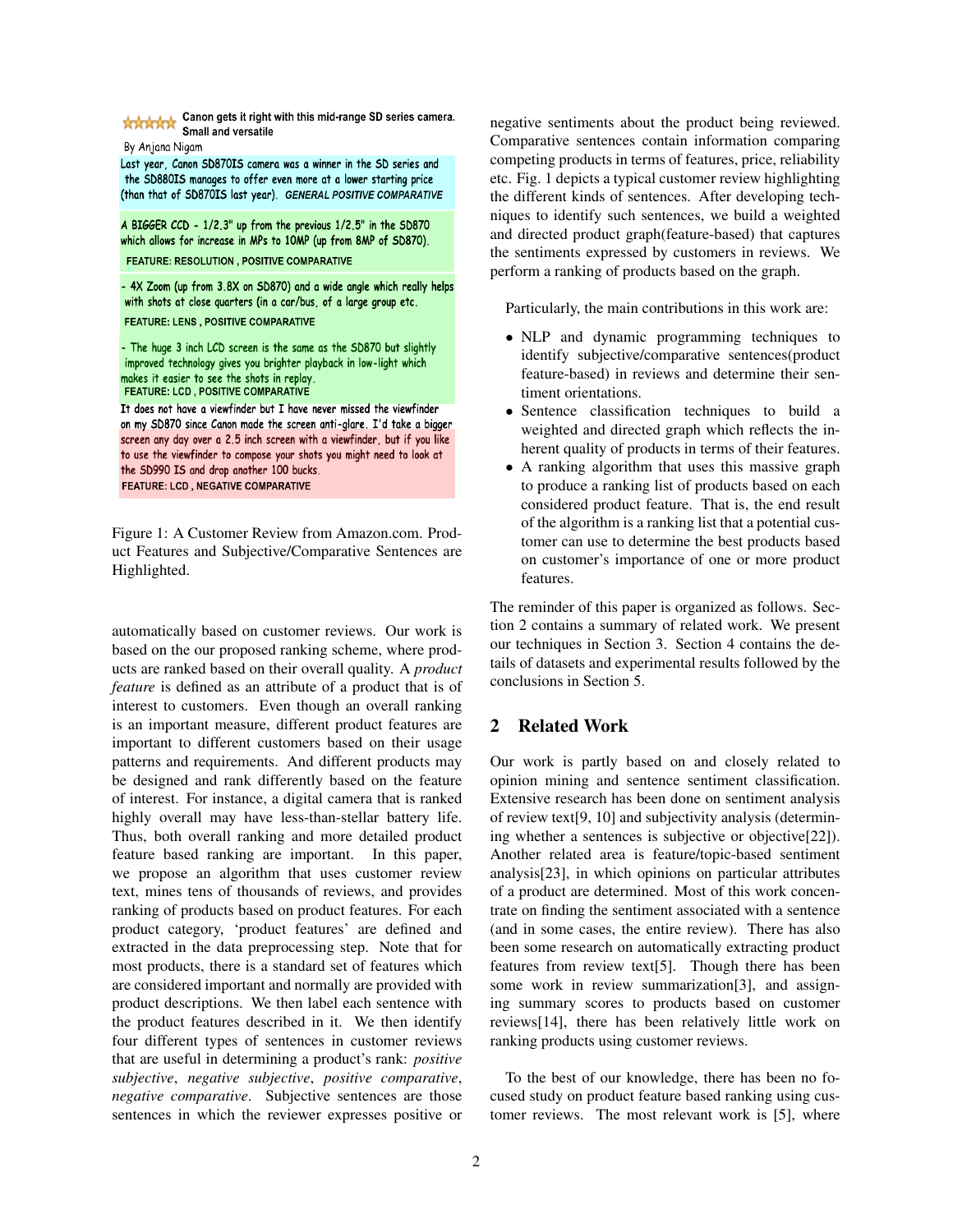Canon gets it right with this mid-range SD series camera. Small and versatile

By Anjana Nigam

Last year, Canon SD870IS camera was a winner in the SD series and the SD880IS manages to offer even more at a lower starting price (than that of SD870IS last year). GENERAL POSITIVE COMPARATIVE

A BIGGER CCD - 1/2.3" up from the previous 1/2.5" in the SD870 which allows for increase in MPs to 10MP (up from 8MP of SD870).
FEATURE: RESOLUTION , POSITIVE COMPARATIVE

- 4X Zoom (up from 3.8X on SD870) and a wide angle which really helps with shots at close quarters (in a car/bus, of a large group etc.
FEATURE: LENS , POSITIVE COMPARATIVE

- The huge 3 inch LCD screen is the same as the SD870 but slightly improved technology gives you brighter playback in low-light which makes it easier to see the shots in replay.
FEATURE: LCD , POSITIVE COMPARATIVE

It does not have a viewfinder but I have never missed the viewfinder on my SD870 since Canon made the screen anti-glare. I'd take a bigger screen any day over a 2.5 inch screen with a viewfinder, but if you like to use the viewfinder to compose your shots you might need to look at the SD990 IS and drop another 100 bucks.
FEATURE: LCD , NEGATIVE COMPARATIVE

Figure 1: A Customer Review from Amazon.com. Product Features and Subjective/Comparative Sentences are Highlighted.

automatically based on customer reviews. Our work is based on the our proposed ranking scheme, where products are ranked based on their overall quality. A *product feature* is defined as an attribute of a product that is of interest to customers. Even though an overall ranking is an important measure, different product features are important to different customers based on their usage patterns and requirements. And different products may be designed and rank differently based on the feature of interest. For instance, a digital camera that is ranked highly overall may have less-than-stellar battery life. Thus, both overall ranking and more detailed product feature based ranking are important. In this paper, we propose an algorithm that uses customer review text, mines tens of thousands of reviews, and provides ranking of products based on product features. For each product category, 'product features' are defined and extracted in the data preprocessing step. Note that for most products, there is a standard set of features which are considered important and normally are provided with product descriptions. We then label each sentence with the product features described in it. We then identify four different types of sentences in customer reviews that are useful in determining a product's rank: *positive subjective*, *negative subjective*, *positive comparative*, *negative comparative*. Subjective sentences are those sentences in which the reviewer expresses positive or negative sentiments about the product being reviewed. Comparative sentences contain information comparing competing products in terms of features, price, reliability etc. Fig. 1 depicts a typical customer review highlighting the different kinds of sentences. After developing techniques to identify such sentences, we build a weighted and directed product graph(feature-based) that captures the sentiments expressed by customers in reviews. We perform a ranking of products based on the graph.

Particularly, the main contributions in this work are:

- NLP and dynamic programming techniques to identify subjective/comparative sentences(product feature-based) in reviews and determine their sentiment orientations.
- Sentence classification techniques to build a weighted and directed graph which reflects the inherent quality of products in terms of their features.
- A ranking algorithm that uses this massive graph to produce a ranking list of products based on each considered product feature. That is, the end result of the algorithm is a ranking list that a potential customer can use to determine the best products based on customer's importance of one or more product features.

The reminder of this paper is organized as follows. Section 2 contains a summary of related work. We present our techniques in Section 3. Section 4 contains the details of datasets and experimental results followed by the conclusions in Section 5.

## 2 Related Work

Our work is partly based on and closely related to opinion mining and sentence sentiment classification. Extensive research has been done on sentiment analysis of review text[9, 10] and subjectivity analysis (determining whether a sentences is subjective or objective[22]). Another related area is feature/topic-based sentiment analysis[23], in which opinions on particular attributes of a product are determined. Most of this work concentrate on finding the sentiment associated with a sentence (and in some cases, the entire review). There has also been some research on automatically extracting product features from review text[5]. Though there has been some work in review summarization[3], and assigning summary scores to products based on customer reviews[14], there has been relatively little work on ranking products using customer reviews.

To the best of our knowledge, there has been no focused study on product feature based ranking using customer reviews. The most relevant work is [5], where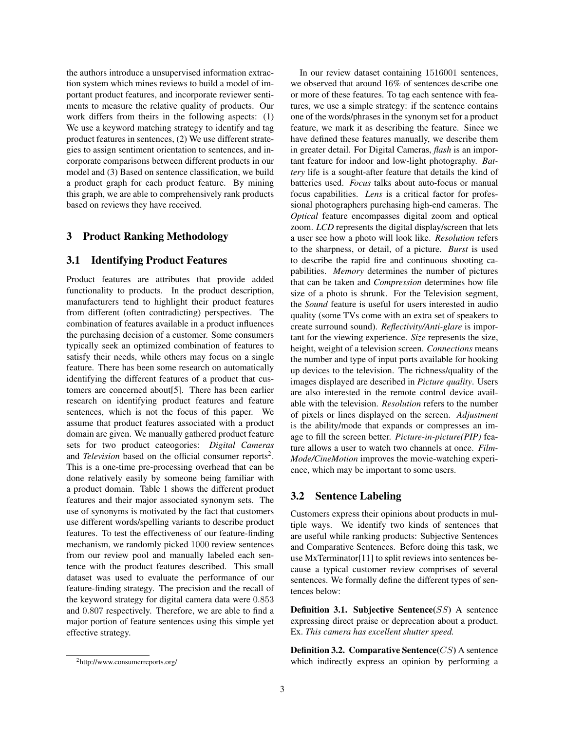the authors introduce a unsupervised information extraction system which mines reviews to build a model of important product features, and incorporate reviewer sentiments to measure the relative quality of products. Our work differs from theirs in the following aspects: (1) We use a keyword matching strategy to identify and tag product features in sentences, (2) We use different strategies to assign sentiment orientation to sentences, and incorporate comparisons between different products in our model and (3) Based on sentence classification, we build a product graph for each product feature. By mining this graph, we are able to comprehensively rank products based on reviews they have received.

## 3 Product Ranking Methodology

### 3.1 Identifying Product Features

Product features are attributes that provide added functionality to products. In the product description, manufacturers tend to highlight their product features from different (often contradicting) perspectives. The combination of features available in a product influences the purchasing decision of a customer. Some consumers typically seek an optimized combination of features to satisfy their needs, while others may focus on a single feature. There has been some research on automatically identifying the different features of a product that customers are concerned about[5]. There has been earlier research on identifying product features and feature sentences, which is not the focus of this paper. We assume that product features associated with a product domain are given. We manually gathered product feature sets for two product cateogories: *Digital Cameras* and *Television* based on the official consumer reports[2]. This is a one-time pre-processing overhead that can be done relatively easily by someone being familiar with a product domain. Table 1 shows the different product features and their major associated synonym sets. The use of synonyms is motivated by the fact that customers use different words/spelling variants to describe product features. To test the effectiveness of our feature-finding mechanism, we randomly picked $1000$ review sentences from our review pool and manually labeled each sentence with the product features described. This small dataset was used to evaluate the performance of our feature-finding strategy. The precision and the recall of the keyword strategy for digital camera data were $0.853$ and $0.807$ respectively. Therefore, we are able to find a major portion of feature sentences using this simple yet effective strategy.

[2] http://www.consumerreports.org/

In our review dataset containing $1516001$ sentences, we observed that around $16\%$ of sentences describe one or more of these features. To tag each sentence with features, we use a simple strategy: if the sentence contains one of the words/phrases in the synonym set for a product feature, we mark it as describing the feature. Since we have defined these features manually, we describe them in greater detail. For Digital Cameras, *flash* is an important feature for indoor and low-light photography. *Battery* life is a sought-after feature that details the kind of batteries used. *Focus* talks about auto-focus or manual focus capabilities. *Lens* is a critical factor for professional photographers purchasing high-end cameras. The *Optical* feature encompasses digital zoom and optical zoom. *LCD* represents the digital display/screen that lets a user see how a photo will look like. *Resolution* refers to the sharpness, or detail, of a picture. *Burst* is used to describe the rapid fire and continuous shooting capabilities. *Memory* determines the number of pictures that can be taken and *Compression* determines how file size of a photo is shrunk. For the Television segment, the *Sound* feature is useful for users interested in audio quality (some TVs come with an extra set of speakers to create surround sound). *Reflectivity/Anti-glare* is important for the viewing experience. *Size* represents the size, height, weight of a television screen. *Connections* means the number and type of input ports available for hooking up devices to the television. The richness/quality of the images displayed are described in *Picture quality*. Users are also interested in the remote control device available with the television. *Resolution* refers to the number of pixels or lines displayed on the screen. *Adjustment* is the ability/mode that expands or compresses an image to fill the screen better. *Picture-in-picture(PIP)* feature allows a user to watch two channels at once. *Film-Mode/CineMotion* improves the movie-watching experience, which may be important to some users.

### 3.2 Sentence Labeling

Customers express their opinions about products in multiple ways. We identify two kinds of sentences that are useful while ranking products: Subjective Sentences and Comparative Sentences. Before doing this task, we use MxTerminator[11] to split reviews into sentences because a typical customer review comprises of several sentences. We formally define the different types of sentences below:

**Definition 3.1. Subjective Sentence($SS$)** A sentence expressing direct praise or deprecation about a product. Ex. *This camera has excellent shutter speed.*

**Definition 3.2. Comparative Sentence($CS$)** A sentence which indirectly express an opinion by performing a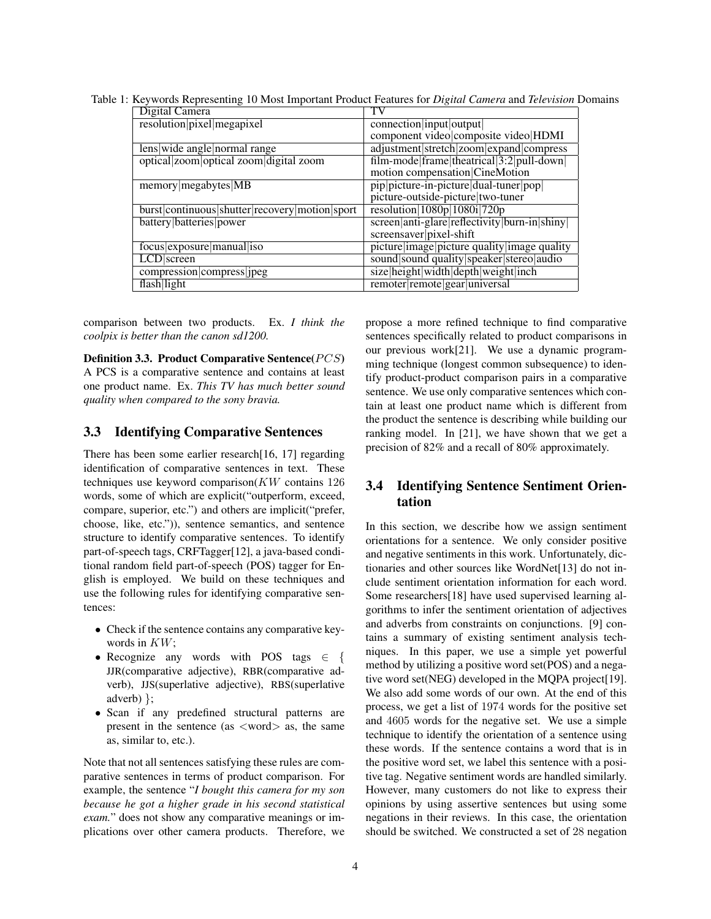Table 1: Keywords Representing 10 Most Important Product Features for *Digital Camera* and *Television* Domains

| Digital Camera | TV |
|---|---|
| resolution\|pixel\|megapixel | connection\|input\|output\|component video\|composite video\|HDMI |
| lens\|wide angle\|normal range | adjustment\|stretch\|zoom\|expand\|compress |
| optical\|zoom\|optical zoom\|digital zoom | film-mode\|frame\|theatrical\|3:2\|pull-down\|motion compensation\|CineMotion |
| memory\|megabytes\|MB | pip\|picture-in-picture\|dual-tuner\|pop\|picture-outside-picture\|two-tuner |
| burst\|continuous\|shutter\|recovery\|motion\|sport | resolution\|1080p\|1080i\|720p |
| battery\|batteries\|power | screen\|anti-glare\|reflectivity\|burn-in\|shiny\|screensaver\|pixel-shift |
| focus\|exposure\|manual\|iso | picture\|image\|picture quality\|image quality |
| LCD\|screen | sound\|sound quality\|speaker\|stereo\|audio |
| compression\|compress\|jpeg | size\|height\|width\|depth\|weight\|inch |
| flash\|light | remoter\|remote\|gear\|universal |

comparison between two products. Ex. *I think the coolpix is better than the canon sd1200.*

**Definition 3.3. Product Comparative Sentence($PCS$)** A PCS is a comparative sentence and contains at least one product name. Ex. *This TV has much better sound quality when compared to the sony bravia.*

### 3.3 Identifying Comparative Sentences

There has been some earlier research[16, 17] regarding identification of comparative sentences in text. These techniques use keyword comparison($KW$ contains 126 words, some of which are explicit("outperform, exceed, compare, superior, etc.") and others are implicit("prefer, choose, like, etc.")), sentence semantics, and sentence structure to identify comparative sentences. To identify part-of-speech tags, CRFTagger[12], a java-based conditional random field part-of-speech (POS) tagger for English is employed. We build on these techniques and use the following rules for identifying comparative sentences:

- Check if the sentence contains any comparative keywords in $KW$;
- Recognize any words with POS tags $\in$ { JJR(comparative adjective), RBR(comparative adverb), JJS(superlative adjective), RBS(superlative adverb) };
- Scan if any predefined structural patterns are present in the sentence (as <word> as, the same as, similar to, etc.).

Note that not all sentences satisfying these rules are comparative sentences in terms of product comparison. For example, the sentence "*I bought this camera for my son because he got a higher grade in his second statistical exam.*" does not show any comparative meanings or implications over other camera products. Therefore, we propose a more refined technique to find comparative sentences specifically related to product comparisons in our previous work[21]. We use a dynamic programming technique (longest common subsequence) to identify product-product comparison pairs in a comparative sentence. We use only comparative sentences which contain at least one product name which is different from the product the sentence is describing while building our ranking model. In [21], we have shown that we get a precision of 82% and a recall of 80% approximately.

### 3.4 Identifying Sentence Sentiment Orientation

In this section, we describe how we assign sentiment orientations for a sentence. We only consider positive and negative sentiments in this work. Unfortunately, dictionaries and other sources like WordNet[13] do not include sentiment orientation information for each word. Some researchers[18] have used supervised learning algorithms to infer the sentiment orientation of adjectives and adverbs from constraints on conjunctions. [9] contains a summary of existing sentiment analysis techniques. In this paper, we use a simple yet powerful method by utilizing a positive word set(POS) and a negative word set(NEG) developed in the MQPA project[19]. We also add some words of our own. At the end of this process, we get a list of 1974 words for the positive set and 4605 words for the negative set. We use a simple technique to identify the orientation of a sentence using these words. If the sentence contains a word that is in the positive word set, we label this sentence with a positive tag. Negative sentiment words are handled similarly. However, many customers do not like to express their opinions by using assertive sentences but using some negations in their reviews. In this case, the orientation should be switched. We constructed a set of 28 negation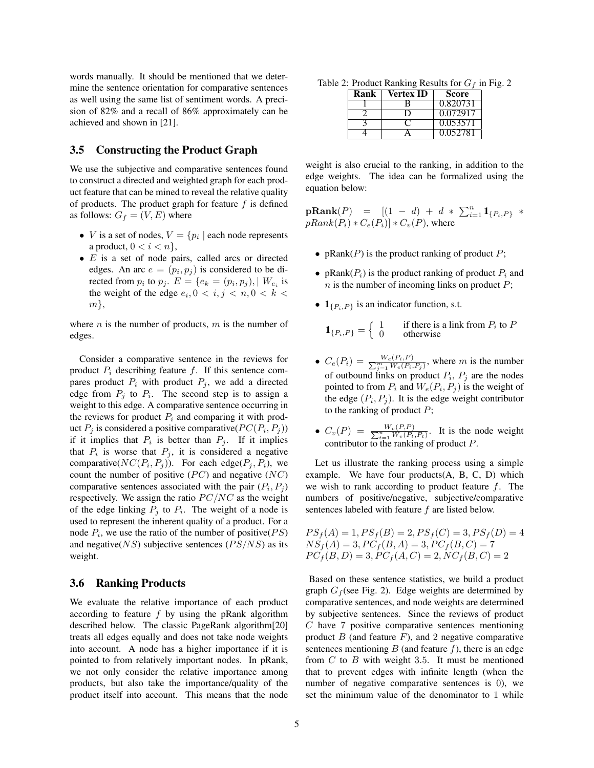words manually. It should be mentioned that we determine the sentence orientation for comparative sentences as well using the same list of sentiment words. A precision of 82% and a recall of 86% approximately can be achieved and shown in [21].

### 3.5 Constructing the Product Graph

We use the subjective and comparative sentences found to construct a directed and weighted graph for each product feature that can be mined to reveal the relative quality of products. The product graph for feature $f$ is defined as follows: $G_f = (V, E)$ where

- $V$ is a set of nodes, $V = \{p_i \mid$ each node represents a product, $0 < i < n\}$,
- $E$ is a set of node pairs, called arcs or directed edges. An arc $e = (p_i, p_j)$ is considered to be directed from $p_i$ to $p_j$. $E = \{e_k = (p_i, p_j), \mid W_{e_i}$ is the weight of the edge $e_i, 0 < i, j < n, 0 < k < m\}$,

where $n$ is the number of products, $m$ is the number of edges.

Consider a comparative sentence in the reviews for product $P_i$ describing feature $f$. If this sentence compares product $P_i$ with product $P_j$, we add a directed edge from $P_j$ to $P_i$. The second step is to assign a weight to this edge. A comparative sentence occurring in the reviews for product $P_i$ and comparing it with product $P_j$ is considered a positive comparative($PC(P_i, P_j)$) if it implies that $P_i$ is better than $P_j$. If it implies that $P_i$ is worse that $P_j$, it is considered a negative comparative($NC(P_i, P_j)$). For each edge($P_j, P_i$), we count the number of positive ($PC$) and negative ($NC$) comparative sentences associated with the pair ($P_i, P_j$) respectively. We assign the ratio $PC/NC$ as the weight of the edge linking $P_j$ to $P_i$. The weight of a node is used to represent the inherent quality of a product. For a node $P_i$, we use the ratio of the number of positive($PS$) and negative($NS$) subjective sentences ($PS/NS$) as its weight.

### 3.6 Ranking Products

We evaluate the relative importance of each product according to feature $f$ by using the pRank algorithm described below. The classic PageRank algorithm[20] treats all edges equally and does not take node weights into account. A node has a higher importance if it is pointed to from relatively important nodes. In pRank, we not only consider the relative importance among products, but also take the importance/quality of the product itself into account. This means that the node weight is also crucial to the ranking, in addition to the edge weights. The idea can be formalized using the equation below:

$\mathbf{pRank}(P) = [(1 - d) + d * \sum_{i=1}^{n} \mathbf{1}_{\{P_i, P\}} * pRank(P_i) * C_e(P_i)] * C_v(P)$, where

- pRank($P$) is the product ranking of product $P$;
- pRank($P_i$) is the product ranking of product $P_i$ and $n$ is the number of incoming links on product $P$;
- $\mathbf{1}_{\{P_i, P\}}$ is an indicator function, s.t.

$$\mathbf{1}_{\{P_i, P\}} = \begin{cases} 1 & \text{if there is a link from } P_i \text{ to } P \\ 0 & \text{otherwise} \end{cases}$$

- $C_e(P_i) = \frac{W_e(P_i, P)}{\sum_{j=1}^{m} W_e(P_i, P_j)}$, where $m$ is the number of outbound links on product $P_i$, $P_j$ are the nodes pointed to from $P_i$ and $W_e(P_i, P_j)$ is the weight of the edge $(P_i, P_j)$. It is the edge weight contributor to the ranking of product $P$;
- $C_v(P) = \frac{W_v(P, P)}{\sum_{i=1}^{n} W_v(P_i, P_i)}$. It is the node weight contributor to the ranking of product $P$.

Let us illustrate the ranking process using a simple example. We have four products(A, B, C, D) which we wish to rank according to product feature $f$. The numbers of positive/negative, subjective/comparative sentences labeled with feature $f$ are listed below.

$$PS_f(A) = 1, PS_f(B) = 2, PS_f(C) = 3, PS_f(D) = 4$$
$$NS_f(A) = 3, PC_f(B, A) = 3, PC_f(B, C) = 7$$
$$PC_f(B, D) = 3, PC_f(A, C) = 2, NC_f(B, C) = 2$$

Based on these sentence statistics, we build a product graph $G_f$(see Fig. 2). Edge weights are determined by comparative sentences, and node weights are determined by subjective sentences. Since the reviews of product $C$ have 7 positive comparative sentences mentioning product $B$ (and feature $F$), and 2 negative comparative sentences mentioning $B$ (and feature $f$), there is an edge from $C$ to $B$ with weight 3.5. It must be mentioned that to prevent edges with infinite length (when the number of negative comparative sentences is 0), we set the minimum value of the denominator to 1 while

Table 2: Product Ranking Results for $G_f$ in Fig. 2

| Rank | Vertex ID | Score |
|---|---|---|
| 1 | B | 0.820731 |
| 2 | D | 0.072917 |
| 3 | C | 0.053571 |
| 4 | A | 0.052781 |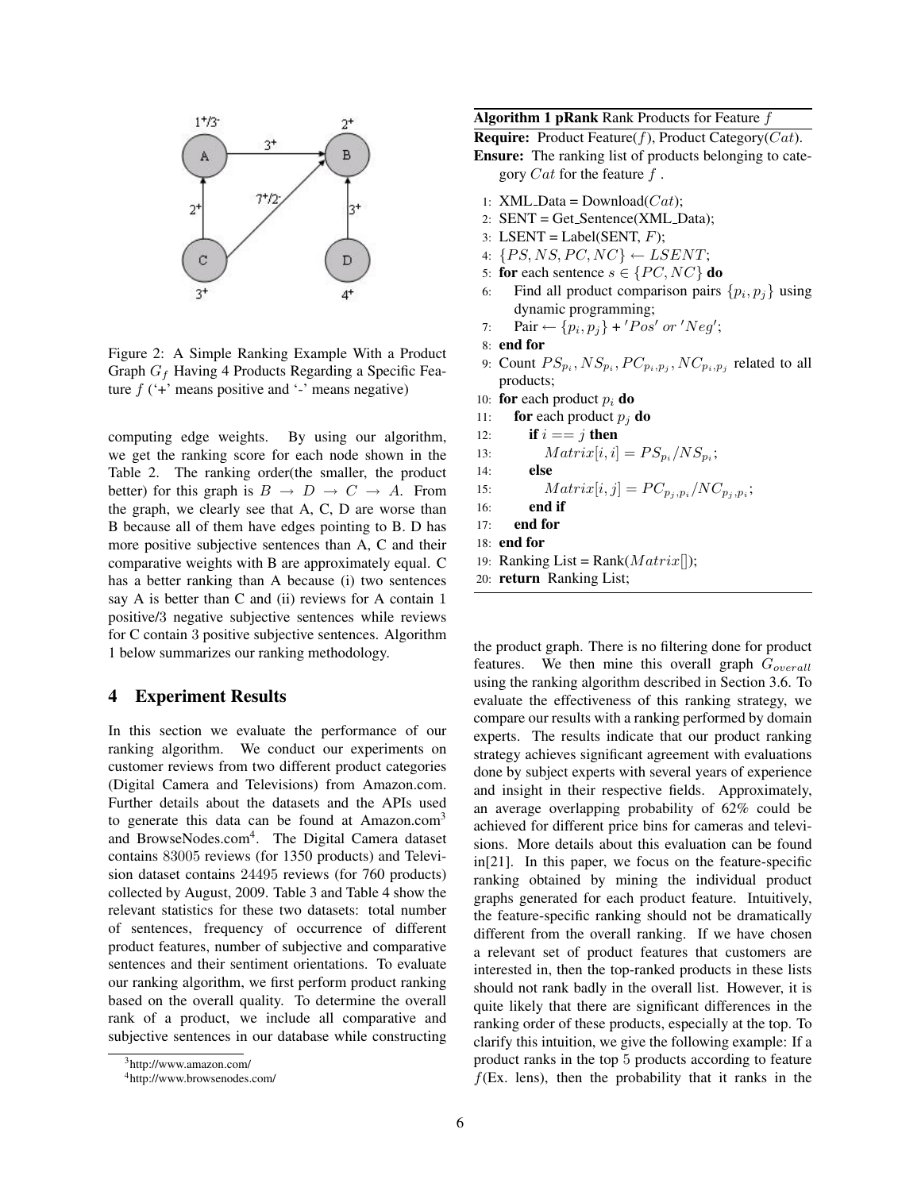Figure 2: A Simple Ranking Example With a Product Graph $G_f$ Having 4 Products Regarding a Specific Feature $f$ ('+' means positive and '-' means negative)

computing edge weights. By using our algorithm, we get the ranking score for each node shown in the Table 2. The ranking order(the smaller, the product better) for this graph is $B \rightarrow D \rightarrow C \rightarrow A$. From the graph, we clearly see that A, C, D are worse than B because all of them have edges pointing to B. D has more positive subjective sentences than A, C and their comparative weights with B are approximately equal. C has a better ranking than A because (i) two sentences say A is better than C and (ii) reviews for A contain 1 positive/3 negative subjective sentences while reviews for C contain 3 positive subjective sentences. Algorithm 1 below summarizes our ranking methodology.

**Algorithm 1 pRank** Rank Products for Feature $f$

**Require:** Product Feature($f$), Product Category($Cat$).

**Ensure:** The ranking list of products belonging to category $Cat$ for the feature $f$ .

```
1:  XML_Data = Download(Cat);
2:  SENT = Get_Sentence(XML_Data);
3:  LSENT = Label(SENT, F);
4:  {PS, NS, PC, NC} ← LSENT;
5:  for each sentence s ∈ {PC, NC} do
6:      Find all product comparison pairs {p_i, p_j} using
        dynamic programming;
7:      Pair ← {p_i, p_j} + 'Pos' or 'Neg';
8:  end for
9:  Count PS_{p_i}, NS_{p_i}, PC_{p_i,p_j}, NC_{p_i,p_j} related to all
    products;
10: for each product p_i do
11:     for each product p_j do
12:         if i == j then
13:             Matrix[i, i] = PS_{p_i}/NS_{p_i};
14:         else
15:             Matrix[i, j] = PC_{p_j,p_i}/NC_{p_j,p_i};
16:         end if
17:     end for
18: end for
19: Ranking List = Rank(Matrix[]);
20: return Ranking List;
```

## 4 Experiment Results

In this section we evaluate the performance of our ranking algorithm. We conduct our experiments on customer reviews from two different product categories (Digital Camera and Televisions) from Amazon.com. Further details about the datasets and the APIs used to generate this data can be found at Amazon.com[3] and BrowseNodes.com[4]. The Digital Camera dataset contains 83005 reviews (for 1350 products) and Television dataset contains 24495 reviews (for 760 products) collected by August, 2009. Table 3 and Table 4 show the relevant statistics for these two datasets: total number of sentences, frequency of occurrence of different product features, number of subjective and comparative sentences and their sentiment orientations. To evaluate our ranking algorithm, we first perform product ranking based on the overall quality. To determine the overall rank of a product, we include all comparative and subjective sentences in our database while constructing the product graph. There is no filtering done for product features. We then mine this overall graph $G_{overall}$ using the ranking algorithm described in Section 3.6. To evaluate the effectiveness of this ranking strategy, we compare our results with a ranking performed by domain experts. The results indicate that our product ranking strategy achieves significant agreement with evaluations done by subject experts with several years of experience and insight in their respective fields. Approximately, an average overlapping probability of 62% could be achieved for different price bins for cameras and televisions. More details about this evaluation can be found in[21]. In this paper, we focus on the feature-specific ranking obtained by mining the individual product graphs generated for each product feature. Intuitively, the feature-specific ranking should not be dramatically different from the overall ranking. If we have chosen a relevant set of product features that customers are interested in, then the top-ranked products in these lists should not rank badly in the overall list. However, it is quite likely that there are significant differences in the ranking order of these products, especially at the top. To clarify this intuition, we give the following example: If a product ranks in the top 5 products according to feature $f$(Ex. lens), then the probability that it ranks in the

[3] http://www.amazon.com/

[4] http://www.browsenodes.com/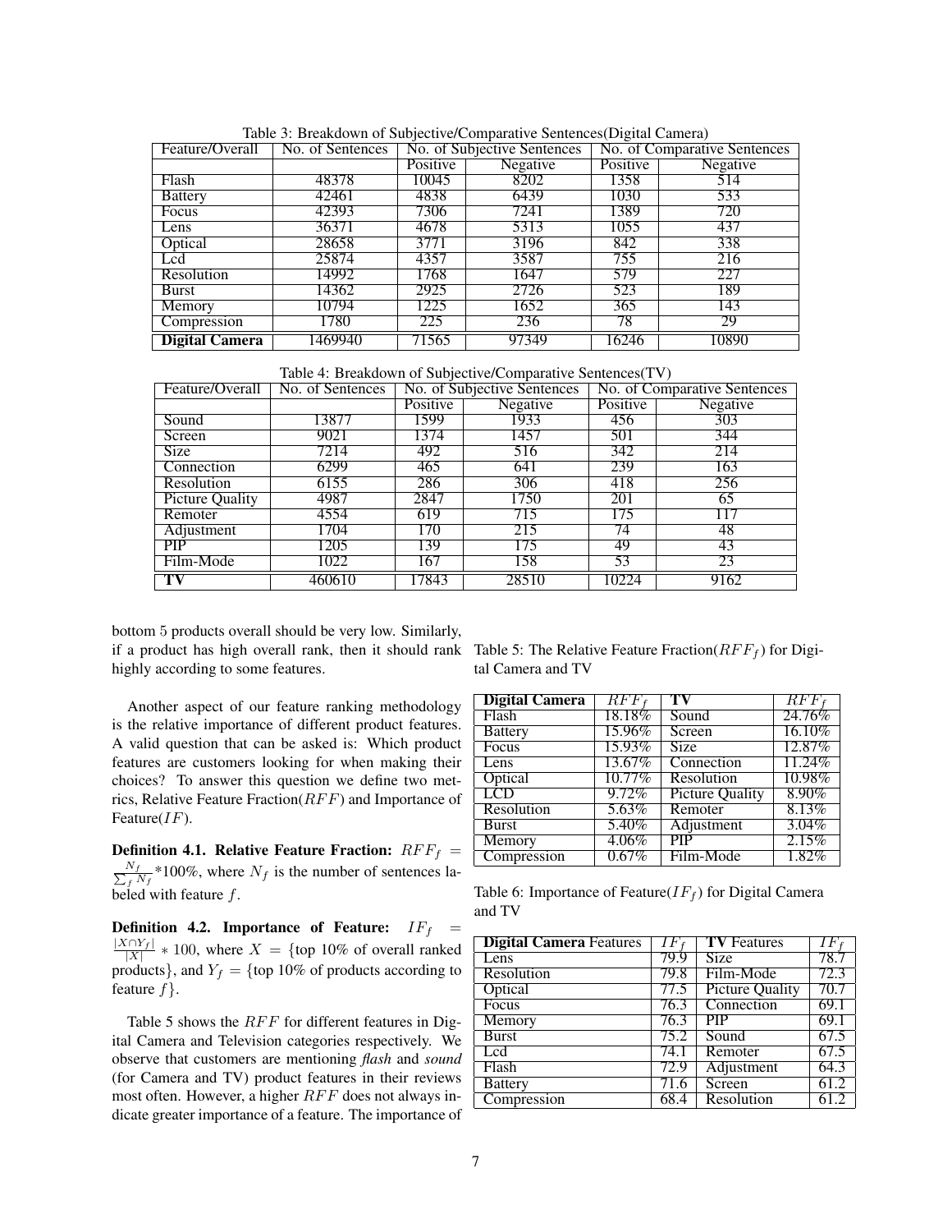Table 3: Breakdown of Subjective/Comparative Sentences(Digital Camera)

| Feature/Overall | No. of Sentences | No. of Subjective Sentences | | No. of Comparative Sentences | |
|---|---|---|---|---|---|
| | | Positive | Negative | Positive | Negative |
| Flash | 48378 | 10045 | 8202 | 1358 | 514 |
| Battery | 42461 | 4838 | 6439 | 1030 | 533 |
| Focus | 42393 | 7306 | 7241 | 1389 | 720 |
| Lens | 36371 | 4678 | 5313 | 1055 | 437 |
| Optical | 28658 | 3771 | 3196 | 842 | 338 |
| Lcd | 25874 | 4357 | 3587 | 755 | 216 |
| Resolution | 14992 | 1768 | 1647 | 579 | 227 |
| Burst | 14362 | 2925 | 2726 | 523 | 189 |
| Memory | 10794 | 1225 | 1652 | 365 | 143 |
| Compression | 1780 | 225 | 236 | 78 | 29 |
| **Digital Camera** | 1469940 | 71565 | 97349 | 16246 | 10890 |

Table 4: Breakdown of Subjective/Comparative Sentences(TV)

| Feature/Overall | No. of Sentences | No. of Subjective Sentences | | No. of Comparative Sentences | |
|---|---|---|---|---|---|
| | | Positive | Negative | Positive | Negative |
| Sound | 13877 | 1599 | 1933 | 456 | 303 |
| Screen | 9021 | 1374 | 1457 | 501 | 344 |
| Size | 7214 | 492 | 516 | 342 | 214 |
| Connection | 6299 | 465 | 641 | 239 | 163 |
| Resolution | 6155 | 286 | 306 | 418 | 256 |
| Picture Quality | 4987 | 2847 | 1750 | 201 | 65 |
| Remoter | 4554 | 619 | 715 | 175 | 117 |
| Adjustment | 1704 | 170 | 215 | 74 | 48 |
| PIP | 1205 | 139 | 175 | 49 | 43 |
| Film-Mode | 1022 | 167 | 158 | 53 | 23 |
| **TV** | 460610 | 17843 | 28510 | 10224 | 9162 |

bottom 5 products overall should be very low. Similarly, if a product has high overall rank, then it should rank highly according to some features.

Another aspect of our feature ranking methodology is the relative importance of different product features. A valid question that can be asked is: Which product features are customers looking for when making their choices? To answer this question we define two metrics, Relative Feature Fraction($RFF$) and Importance of Feature($IF$).

**Definition 4.1. Relative Feature Fraction:** $RFF_f = \frac{N_f}{\sum_f N_f}$*100%, where $N_f$ is the number of sentences labeled with feature $f$.

**Definition 4.2. Importance of Feature:** $IF_f = \frac{|X \cap Y_f|}{|X|} * 100$, where $X = \{$top 10% of overall ranked products$\}$, and $Y_f = \{$top 10% of products according to feature $f\}$.

Table 5 shows the $RFF$ for different features in Digital Camera and Television categories respectively. We observe that customers are mentioning *flash* and *sound* (for Camera and TV) product features in their reviews most often. However, a higher $RFF$ does not always indicate greater importance of a feature. The importance of

Table 5: The Relative Feature Fraction($RFF_f$) for Digital Camera and TV

| **Digital Camera** | $RFF_f$ | **TV** | $RFF_f$ |
|---|---|---|---|
| Flash | 18.18% | Sound | 24.76% |
| Battery | 15.96% | Screen | 16.10% |
| Focus | 15.93% | Size | 12.87% |
| Lens | 13.67% | Connection | 11.24% |
| Optical | 10.77% | Resolution | 10.98% |
| LCD | 9.72% | Picture Quality | 8.90% |
| Resolution | 5.63% | Remoter | 8.13% |
| Burst | 5.40% | Adjustment | 3.04% |
| Memory | 4.06% | PIP | 2.15% |
| Compression | 0.67% | Film-Mode | 1.82% |

Table 6: Importance of Feature($IF_f$) for Digital Camera and TV

| **Digital Camera** Features | $IF_f$ | **TV** Features | $IF_f$ |
|---|---|---|---|
| Lens | 79.9 | Size | 78.7 |
| Resolution | 79.8 | Film-Mode | 72.3 |
| Optical | 77.5 | Picture Quality | 70.7 |
| Focus | 76.3 | Connection | 69.1 |
| Memory | 76.3 | PIP | 69.1 |
| Burst | 75.2 | Sound | 67.5 |
| Lcd | 74.1 | Remoter | 67.5 |
| Flash | 72.9 | Adjustment | 64.3 |
| Battery | 71.6 | Screen | 61.2 |
| Compression | 68.4 | Resolution | 61.2 |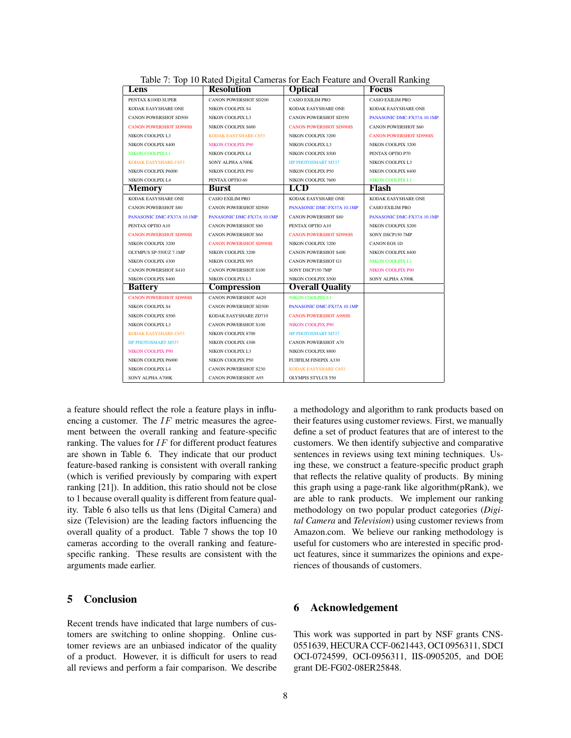Table 7: Top 10 Rated Digital Cameras for Each Feature and Overall Ranking

| Lens | Resolution | Optical | Focus |
|---|---|---|---|
| PENTAX K100D SUPER | CANON POWERSHOT SD200 | CASIO EXILIM PRO | CASIO EXILIM PRO |
| KODAK EASYSHARE ONE | NIKON COOLPIX S4 | KODAK EASYSHARE ONE | KODAK EASYSHARE ONE |
| CANON POWERSHOT SD500 | NIKON COOLPIX L3 | CANON POWERSHOT SD550 | PANASONIC DMC-FX37A 10.1MP |
| CANON POWERSHOT SD990IS | NIKON COOLPIX S600 | CANON POWERSHOT SD990IS | CANON POWERSHOT S60 |
| NIKON COOLPIX L3 | KODAK EASYSHARE C653 | NIKON COOLPIX 3200 | CANON POWERSHOT SD990IS |
| NIKON COOLPIX 8400 | NIKON COOLPIX P90 | NIKON COOLPIX L3 | NIKON COOLPIX 3200 |
| NIKON COOLPIX L1 | NIKON COOLPIX L4 | NIKON COOLPIX S500 | PENTAX OPTIO P70 |
| KODAK EASYSHARE C653 | SONY ALPHA A700K | HP PHOTOSMART M537 | NIKON COOLPIX L3 |
| NIKON COOLPIX P6000 | NIKON COOLPIX P50 | NIKON COOLPIX P50 | NIKON COOLPIX 8400 |
| NIKON COOLPIX L4 | PENTAX OPTIO 60 | NIKON COOLPIX 7600 | NIKON COOLPIX L1 |
| **Memory** | **Burst** | **LCD** | **Flash** |
| KODAK EASYSHARE ONE | CASIO EXILIM PRO | KODAK EASYSHARE ONE | KODAK EASYSHARE ONE |
| CANON POWERSHOT S80 | CANON POWERSHOT SD500 | PANASONIC DMC-FX37A 10.1MP | CASIO EXILIM PRO |
| PANASONIC DMC-FX37A 10.1MP | PANASONIC DMC-FX37A 10.1MP | CANON POWERSHOT S80 | PANASONIC DMC-FX37A 10.1MP |
| PENTAX OPTIO A10 | CANON POWERSHOT S80 | PENTAX OPTIO A10 | NIKON COOLPIX S200 |
| CANON POWERSHOT SD990IS | CANON POWERSHOT S60 | CANON POWERSHOT SD990IS | SONY DSCP150 7MP |
| NIKON COOLPIX 3200 | CANON POWERSHOT SD990IS | NIKON COOLPIX 3200 | CANON EOS 1D |
| OLYMPUS SP-550UZ 7.1MP | NIKON COOLPIX 3200 | CANON POWERSHOT S400 | NIKON COOLPIX 8400 |
| NIKON COOLPIX 4300 | NIKON COOLPIX 995 | CANON POWERSHOT G3 | NIKON COOLPIX L1 |
| CANON POWERSHOT S410 | CANON POWERSHOT S100 | SONY DSCP150 7MP | NIKON COOLPIX P90 |
| NIKON COOLPIX 8400 | NIKON COOLPIX L3 | NIKON COOLPIX S500 | SONY ALPHA A700K |
| **Battery** | **Compression** | **Overall Quality** | |
| CANON POWERSHOT SD990IS | CANON POWERSHOT A620 | NIKON COOLPIX L1 | |
| NIKON COOLPIX S4 | CANON POWERSHOT SD300 | PANASONIC DMC-FX37A 10.1MP | |
| NIKON COOLPIX S500 | KODAK EASYSHARE ZD710 | CANON POWERSHOT A990IS | |
| NIKON COOLPIX L3 | CANON POWERSHOT S100 | NIKON COOLPIX P90 | |
| KODAK EASYSHARE C653 | NIKON COOLPIX 8700 | HP PHOTOSMART M537 | |
| HP PHOTOSMART M537 | NIKON COOLPIX 4300 | CANON POWERSHOT A70 | |
| NIKON COOLPIX P90 | NIKON COOLPIX L3 | NIKON COOLPIX 8800 | |
| NIKON COOLPIX P6000 | NIKON COOLPIX P50 | FUJIFILM FINEPIX A330 | |
| NIKON COOLPIX L4 | CANON POWERSHOT S230 | KODAK EASYSHARE C653 | |
| SONY ALPHA A700K | CANON POWERSHOT A95 | OLYMPIS STYLUS 550 | |

a feature should reflect the role a feature plays in influencing a customer. The $IF$ metric measures the agreement between the overall ranking and feature-specific ranking. The values for $IF$ for different product features are shown in Table 6. They indicate that our product feature-based ranking is consistent with overall ranking (which is verified previously by comparing with expert ranking [21]). In addition, this ratio should not be close to 1 because overall quality is different from feature quality. Table 6 also tells us that lens (Digital Camera) and size (Television) are the leading factors influencing the overall quality of a product. Table 7 shows the top 10 cameras according to the overall ranking and feature-specific ranking. These results are consistent with the arguments made earlier.

## 5 Conclusion

Recent trends have indicated that large numbers of customers are switching to online shopping. Online customer reviews are an unbiased indicator of the quality of a product. However, it is difficult for users to read all reviews and perform a fair comparison. We describe a methodology and algorithm to rank products based on their features using customer reviews. First, we manually define a set of product features that are of interest to the customers. We then identify subjective and comparative sentences in reviews using text mining techniques. Using these, we construct a feature-specific product graph that reflects the relative quality of products. By mining this graph using a page-rank like algorithm(pRank), we are able to rank products. We implement our ranking methodology on two popular product categories (*Digital Camera* and *Television*) using customer reviews from Amazon.com. We believe our ranking methodology is useful for customers who are interested in specific product features, since it summarizes the opinions and experiences of thousands of customers.

## 6 Acknowledgement

This work was supported in part by NSF grants CNS-0551639, HECURA CCF-0621443, OCI 0956311, SDCI OCI-0724599, OCI-0956311, IIS-0905205, and DOE grant DE-FG02-08ER25848.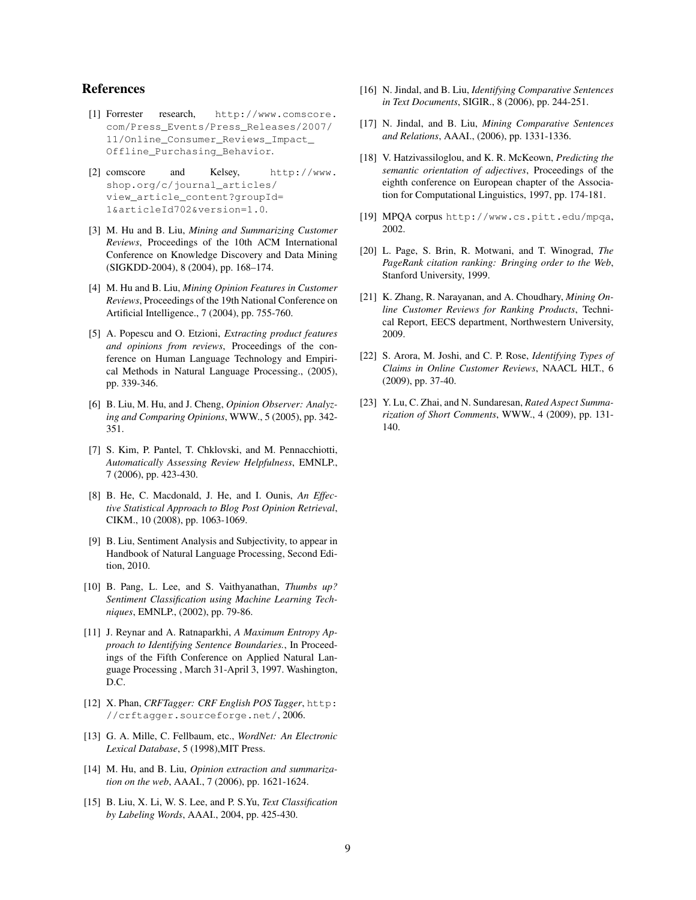## References

[1] Forrester research, http://www.comscore.com/Press_Events/Press_Releases/2007/11/Online_Consumer_Reviews_Impact_Offline_Purchasing_Behavior.

[2] comscore and Kelsey, http://www.shop.org/c/journal_articles/view_article_content?groupId=1&articleId702&version=1.0.

[3] M. Hu and B. Liu, *Mining and Summarizing Customer Reviews*, Proceedings of the 10th ACM International Conference on Knowledge Discovery and Data Mining (SIGKDD-2004), 8 (2004), pp. 168–174.

[4] M. Hu and B. Liu, *Mining Opinion Features in Customer Reviews*, Proceedings of the 19th National Conference on Artificial Intelligence., 7 (2004), pp. 755-760.

[5] A. Popescu and O. Etzioni, *Extracting product features and opinions from reviews*, Proceedings of the conference on Human Language Technology and Empirical Methods in Natural Language Processing., (2005), pp. 339-346.

[6] B. Liu, M. Hu, and J. Cheng, *Opinion Observer: Analyzing and Comparing Opinions*, WWW., 5 (2005), pp. 342-351.

[7] S. Kim, P. Pantel, T. Chklovski, and M. Pennacchiotti, *Automatically Assessing Review Helpfulness*, EMNLP., 7 (2006), pp. 423-430.

[8] B. He, C. Macdonald, J. He, and I. Ounis, *An Effective Statistical Approach to Blog Post Opinion Retrieval*, CIKM., 10 (2008), pp. 1063-1069.

[9] B. Liu, Sentiment Analysis and Subjectivity, to appear in Handbook of Natural Language Processing, Second Edition, 2010.

[10] B. Pang, L. Lee, and S. Vaithyanathan, *Thumbs up? Sentiment Classification using Machine Learning Techniques*, EMNLP., (2002), pp. 79-86.

[11] J. Reynar and A. Ratnaparkhi, *A Maximum Entropy Approach to Identifying Sentence Boundaries.*, In Proceedings of the Fifth Conference on Applied Natural Language Processing , March 31-April 3, 1997. Washington, D.C.

[12] X. Phan, *CRFTagger: CRF English POS Tagger*, http://crftagger.sourceforge.net/, 2006.

[13] G. A. Mille, C. Fellbaum, etc., *WordNet: An Electronic Lexical Database*, 5 (1998),MIT Press.

[14] M. Hu, and B. Liu, *Opinion extraction and summarization on the web*, AAAI., 7 (2006), pp. 1621-1624.

[15] B. Liu, X. Li, W. S. Lee, and P. S.Yu, *Text Classification by Labeling Words*, AAAI., 2004, pp. 425-430.

[16] N. Jindal, and B. Liu, *Identifying Comparative Sentences in Text Documents*, SIGIR., 8 (2006), pp. 244-251.

[17] N. Jindal, and B. Liu, *Mining Comparative Sentences and Relations*, AAAI., (2006), pp. 1331-1336.

[18] V. Hatzivassiloglou, and K. R. McKeown, *Predicting the semantic orientation of adjectives*, Proceedings of the eighth conference on European chapter of the Association for Computational Linguistics, 1997, pp. 174-181.

[19] MPQA corpus http://www.cs.pitt.edu/mpqa, 2002.

[20] L. Page, S. Brin, R. Motwani, and T. Winograd, *The PageRank citation ranking: Bringing order to the Web*, Stanford University, 1999.

[21] K. Zhang, R. Narayanan, and A. Choudhary, *Mining Online Customer Reviews for Ranking Products*, Technical Report, EECS department, Northwestern University, 2009.

[22] S. Arora, M. Joshi, and C. P. Rose, *Identifying Types of Claims in Online Customer Reviews*, NAACL HLT., 6 (2009), pp. 37-40.

[23] Y. Lu, C. Zhai, and N. Sundaresan, *Rated Aspect Summarization of Short Comments*, WWW., 4 (2009), pp. 131-140.